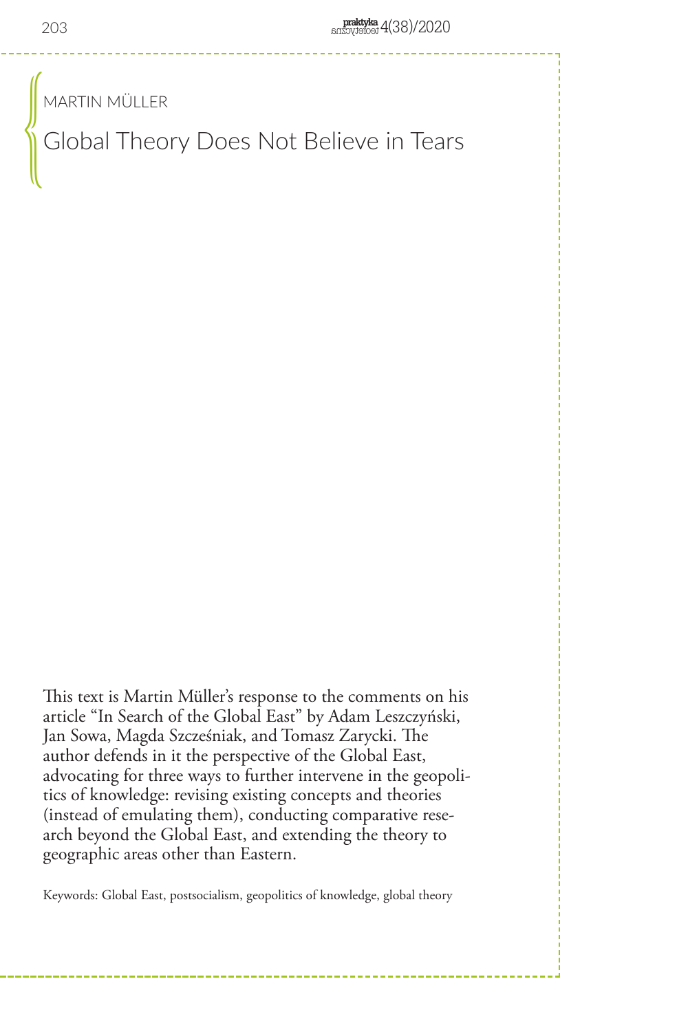MARTIN MÜLLER

# Global Theory Does Not Believe in Tears

This text is Martin Müller's response to the comments on his article "In Search of the Global East" by Adam Leszczyński, Jan Sowa, Magda Szcześniak, and Tomasz Zarycki. The author defends in it the perspective of the Global East, advocating for three ways to further intervene in the geopolitics of knowledge: revising existing concepts and theories (instead of emulating them), conducting comparative research beyond the Global East, and extending the theory to geographic areas other than Eastern.

Keywords: Global East, postsocialism, geopolitics of knowledge, global theory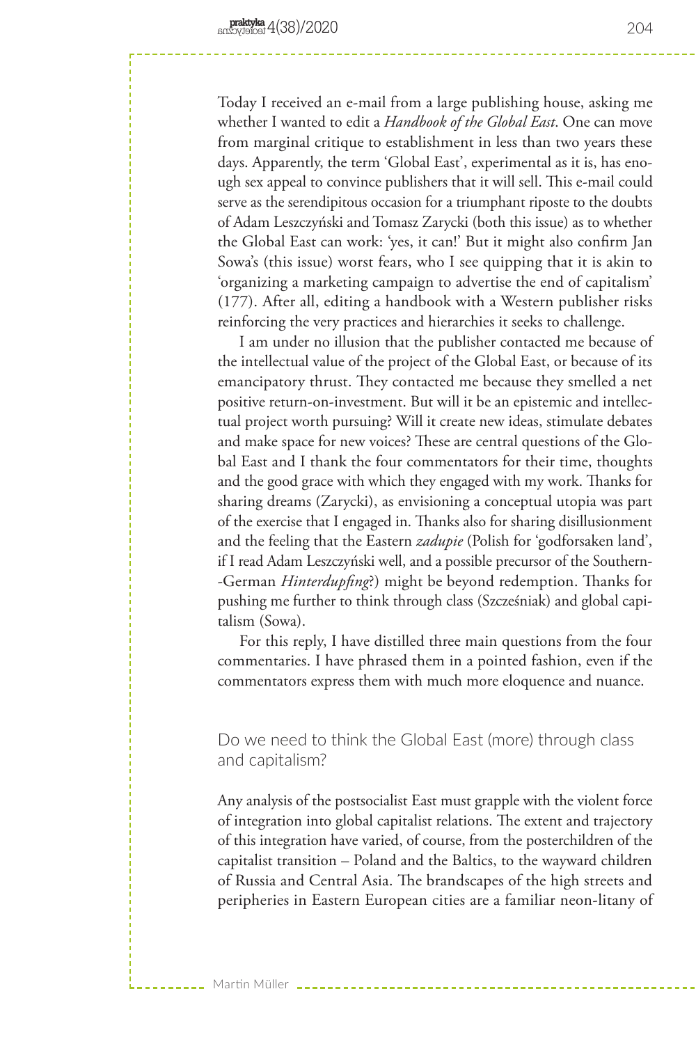Today I received an e-mail from a large publishing house, asking me whether I wanted to edit a *Handbook of the Global East*. One can move from marginal critique to establishment in less than two years these days. Apparently, the term 'Global East', experimental as it is, has enough sex appeal to convince publishers that it will sell. This e-mail could serve as the serendipitous occasion for a triumphant riposte to the doubts of Adam Leszczyński and Tomasz Zarycki (both this issue) as to whether the Global East can work: 'yes, it can!' But it might also confirm Jan Sowa's (this issue) worst fears, who I see quipping that it is akin to 'organizing a marketing campaign to advertise the end of capitalism' (177). After all, editing a handbook with a Western publisher risks reinforcing the very practices and hierarchies it seeks to challenge.

I am under no illusion that the publisher contacted me because of the intellectual value of the project of the Global East, or because of its emancipatory thrust. They contacted me because they smelled a net positive return-on-investment. But will it be an epistemic and intellectual project worth pursuing? Will it create new ideas, stimulate debates and make space for new voices? These are central questions of the Global East and I thank the four commentators for their time, thoughts and the good grace with which they engaged with my work. Thanks for sharing dreams (Zarycki), as envisioning a conceptual utopia was part of the exercise that I engaged in. Thanks also for sharing disillusionment and the feeling that the Eastern *zadupie* (Polish for 'godforsaken land', if I read Adam Leszczyński well, and a possible precursor of the Southern-German *Hinterdupfing*?) might be beyond redemption. Thanks for pushing me further to think through class (Szcześniak) and global capitalism (Sowa).

For this reply, I have distilled three main questions from the four commentaries. I have phrased them in a pointed fashion, even if the commentators express them with much more eloquence and nuance.

## Do we need to think the Global East (more) through class and capitalism?

Any analysis of the postsocialist East must grapple with the violent force of integration into global capitalist relations. The extent and trajectory of this integration have varied, of course, from the posterchildren of the capitalist transition – Poland and the Baltics, to the wayward children of Russia and Central Asia. The brandscapes of the high streets and peripheries in Eastern European cities are a familiar neon-litany of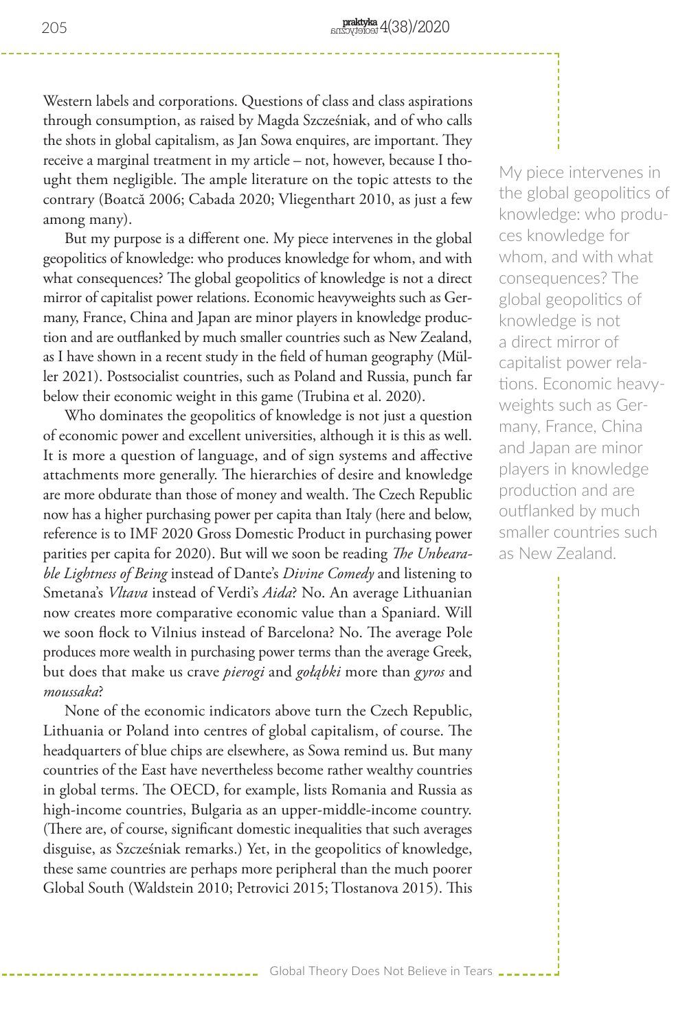Western labels and corporations. Questions of class and class aspirations through consumption, as raised by Magda Szcześniak, and of who calls the shots in global capitalism, as Jan Sowa enquires, are important. They receive a marginal treatment in my article – not, however, because I thought them negligible. The ample literature on the topic attests to the contrary (Boatcă 2006; Cabada 2020; Vliegenthart 2010, as just a few among many).

But my purpose is a different one. My piece intervenes in the global geopolitics of knowledge: who produces knowledge for whom, and with what consequences? The global geopolitics of knowledge is not a direct mirror of capitalist power relations. Economic heavyweights such as Germany, France, China and Japan are minor players in knowledge production and are outflanked by much smaller countries such as New Zealand, as I have shown in a recent study in the field of human geography (Müller 2021). Postsocialist countries, such as Poland and Russia, punch far below their economic weight in this game (Trubina et al. 2020).

Who dominates the geopolitics of knowledge is not just a question of economic power and excellent universities, although it is this as well. It is more a question of language, and of sign systems and affective attachments more generally. The hierarchies of desire and knowledge are more obdurate than those of money and wealth. The Czech Republic now has a higher purchasing power per capita than Italy (here and below, reference is to IMF 2020 Gross Domestic Product in purchasing power parities per capita for 2020). But will we soon be reading *The Unbearable Lightness of Being* instead of Dante's *Divine Comedy* and listening to Smetana's *Vltava* instead of Verdi's *Aida*? No. An average Lithuanian now creates more comparative economic value than a Spaniard. Will we soon flock to Vilnius instead of Barcelona? No. The average Pole produces more wealth in purchasing power terms than the average Greek, but does that make us crave *pierogi* and *gołąbki* more than *gyros* and *moussaka*?

None of the economic indicators above turn the Czech Republic, Lithuania or Poland into centres of global capitalism, of course. The headquarters of blue chips are elsewhere, as Sowa remind us. But many countries of the East have nevertheless become rather wealthy countries in global terms. The OECD, for example, lists Romania and Russia as high-income countries, Bulgaria as an upper-middle-income country. (There are, of course, significant domestic inequalities that such averages disguise, as Szcześniak remarks.) Yet, in the geopolitics of knowledge, these same countries are perhaps more peripheral than the much poorer Global South (Waldstein 2010; Petrovici 2015; Tlostanova 2015). This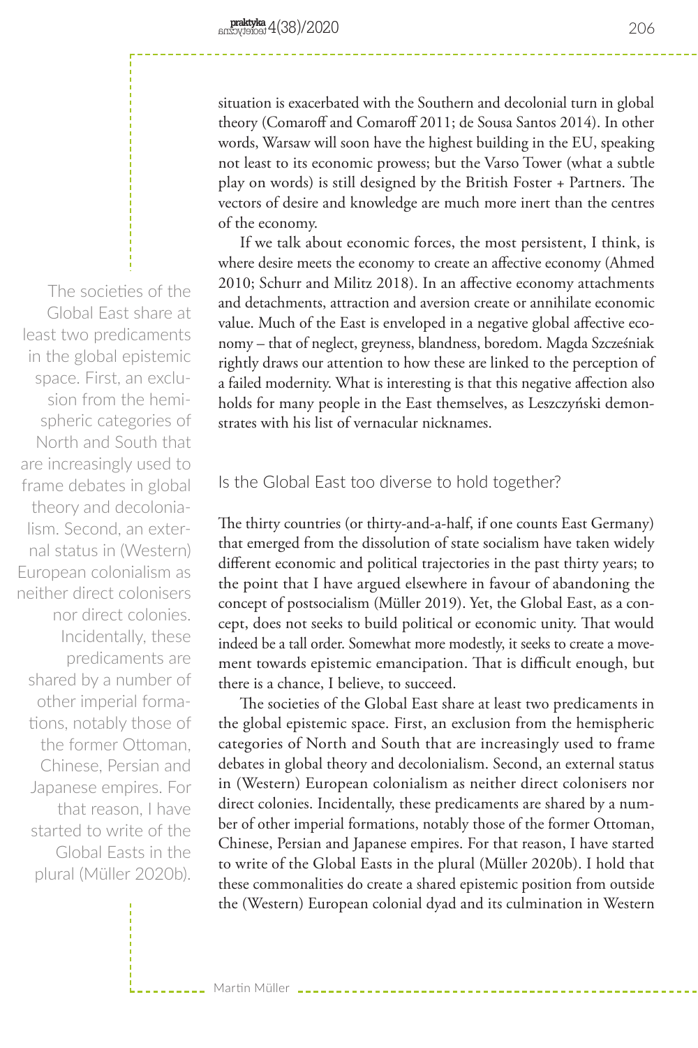situation is exacerbated with the Southern and decolonial turn in global theory (Comaroff and Comaroff 2011; de Sousa Santos 2014). In other words, Warsaw will soon have the highest building in the EU, speaking not least to its economic prowess; but the Varso Tower (what a subtle play on words) is still designed by the British Foster + Partners. The vectors of desire and knowledge are much more inert than the centres of the economy.

If we talk about economic forces, the most persistent, I think, is where desire meets the economy to create an affective economy (Ahmed 2010; Schurr and Militz 2018). In an affective economy attachments and detachments, attraction and aversion create or annihilate economic value. Much of the East is enveloped in a negative global affective economy – that of neglect, greyness, blandness, boredom. Magda Szcześniak rightly draws our attention to how these are linked to the perception of a failed modernity. What is interesting is that this negative affection also holds for many people in the East themselves, as Leszczyński demonstrates with his list of vernacular nicknames.

## Is the Global East too diverse to hold together?

The thirty countries (or thirty-and-a-half, if one counts East Germany) that emerged from the dissolution of state socialism have taken widely different economic and political trajectories in the past thirty years; to the point that I have argued elsewhere in favour of abandoning the concept of postsocialism (Müller 2019). Yet, the Global East, as a concept, does not seeks to build political or economic unity. That would indeed be a tall order. Somewhat more modestly, it seeks to create a movement towards epistemic emancipation. That is difficult enough, but there is a chance, I believe, to succeed.

The societies of the Global East share at least two predicaments in the global epistemic space. First, an exclusion from the hemispheric categories of North and South that are increasingly used to frame debates in global theory and decolonialism. Second, an external status in (Western) European colonialism as neither direct colonisers nor direct colonies. Incidentally, these predicaments are shared by a number of other imperial formations, notably those of the former Ottoman, Chinese, Persian and Japanese empires. For that reason, I have started to write of the Global Easts in the plural (Müller 2020b). I hold that these commonalities do create a shared epistemic position from outside the (Western) European colonial dyad and its culmination in Western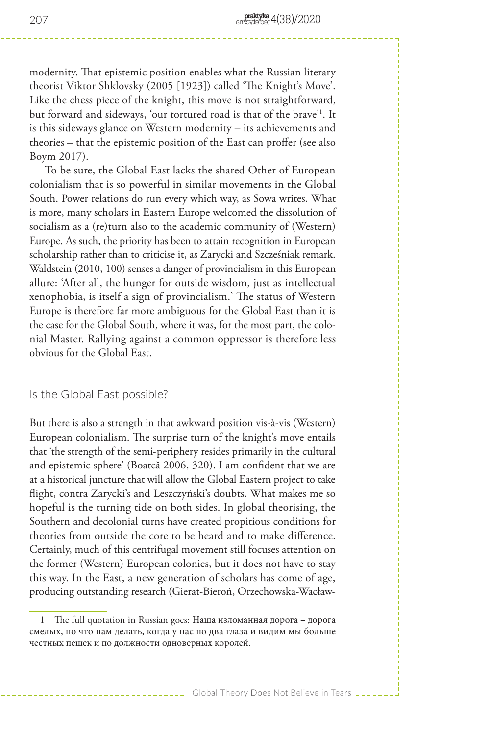modernity. That epistemic position enables what the Russian literary theorist Viktor Shklovsky (2005 [1923]) called 'The Knight's Move'. Like the chess piece of the knight, this move is not straightforward, but forward and sideways, 'our tortured road is that of the brave'[1]. It is this sideways glance on Western modernity – its achievements and theories – that the epistemic position of the East can proffer (see also Boym 2017).

To be sure, the Global East lacks the shared Other of European colonialism that is so powerful in similar movements in the Global South. Power relations do run every which way, as Sowa writes. What is more, many scholars in Eastern Europe welcomed the dissolution of socialism as a (re)turn also to the academic community of (Western) Europe. As such, the priority has been to attain recognition in European scholarship rather than to criticise it, as Zarycki and Szcześniak remark. Waldstein (2010, 100) senses a danger of provincialism in this European allure: 'After all, the hunger for outside wisdom, just as intellectual xenophobia, is itself a sign of provincialism.' The status of Western Europe is therefore far more ambiguous for the Global East than it is the case for the Global South, where it was, for the most part, the colonial Master. Rallying against a common oppressor is therefore less obvious for the Global East.

## Is the Global East possible?

But there is also a strength in that awkward position vis-à-vis (Western) European colonialism. The surprise turn of the knight's move entails that 'the strength of the semi-periphery resides primarily in the cultural and epistemic sphere' (Boatcă 2006, 320). I am confident that we are at a historical juncture that will allow the Global Eastern project to take flight, contra Zarycki's and Leszczyński's doubts. What makes me so hopeful is the turning tide on both sides. In global theorising, the Southern and decolonial turns have created propitious conditions for theories from outside the core to be heard and to make difference. Certainly, much of this centrifugal movement still focuses attention on the former (Western) European colonies, but it does not have to stay this way. In the East, a new generation of scholars has come of age, producing outstanding research (Gierat-Bieroń, Orzechowska-Wacław-

---

[1] The full quotation in Russian goes: Наша изломанная дорога – дорога смелых, но что нам делать, когда у нас по два глаза и видим мы больше честных пешек и по должности одноверных королей.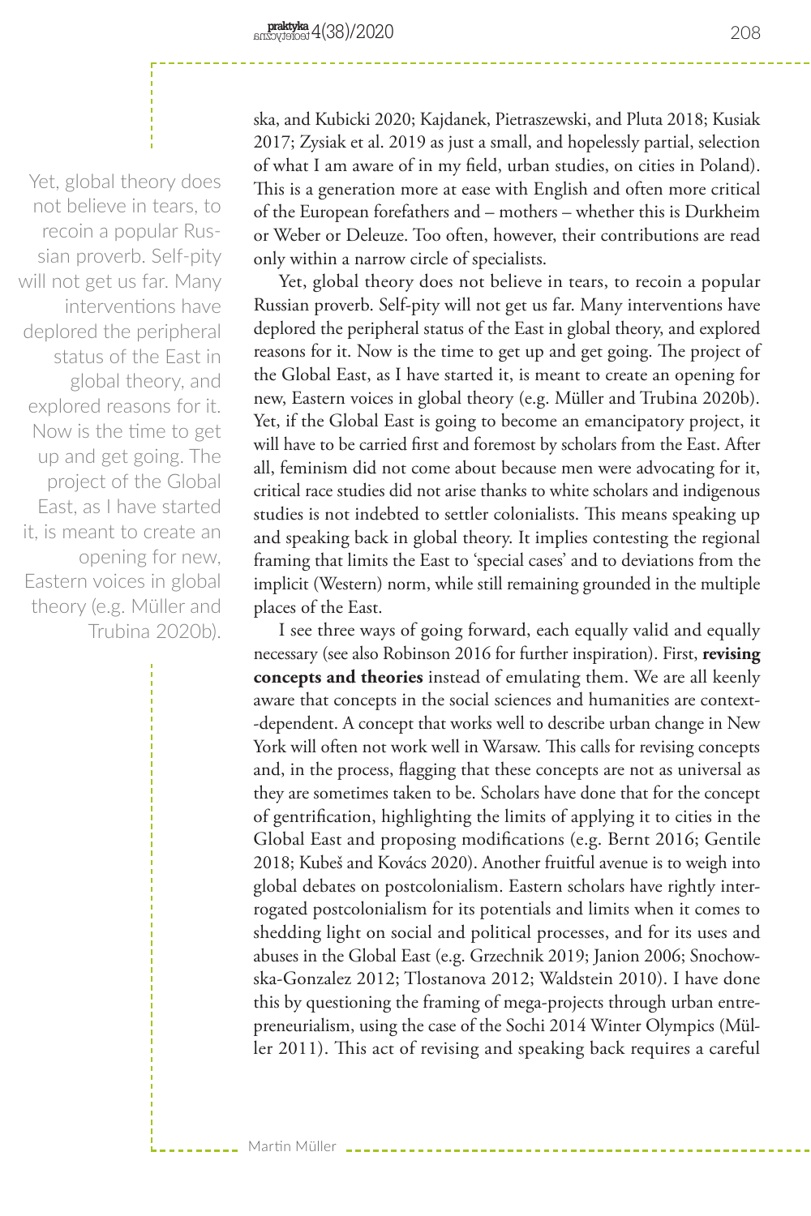ska, and Kubicki 2020; Kajdanek, Pietraszewski, and Pluta 2018; Kusiak 2017; Zysiak et al. 2019 as just a small, and hopelessly partial, selection of what I am aware of in my field, urban studies, on cities in Poland). This is a generation more at ease with English and often more critical of the European forefathers and – mothers – whether this is Durkheim or Weber or Deleuze. Too often, however, their contributions are read only within a narrow circle of specialists.

Yet, global theory does not believe in tears, to recoin a popular Russian proverb. Self-pity will not get us far. Many interventions have deplored the peripheral status of the East in global theory, and explored reasons for it. Now is the time to get up and get going. The project of the Global East, as I have started it, is meant to create an opening for new, Eastern voices in global theory (e.g. Müller and Trubina 2020b). Yet, if the Global East is going to become an emancipatory project, it will have to be carried first and foremost by scholars from the East. After all, feminism did not come about because men were advocating for it, critical race studies did not arise thanks to white scholars and indigenous studies is not indebted to settler colonialists. This means speaking up and speaking back in global theory. It implies contesting the regional framing that limits the East to 'special cases' and to deviations from the implicit (Western) norm, while still remaining grounded in the multiple places of the East.

I see three ways of going forward, each equally valid and equally necessary (see also Robinson 2016 for further inspiration). First, **revising concepts and theories** instead of emulating them. We are all keenly aware that concepts in the social sciences and humanities are context-dependent. A concept that works well to describe urban change in New York will often not work well in Warsaw. This calls for revising concepts and, in the process, flagging that these concepts are not as universal as they are sometimes taken to be. Scholars have done that for the concept of gentrification, highlighting the limits of applying it to cities in the Global East and proposing modifications (e.g. Bernt 2016; Gentile 2018; Kubeš and Kovács 2020). Another fruitful avenue is to weigh into global debates on postcolonialism. Eastern scholars have rightly interrogated postcolonialism for its potentials and limits when it comes to shedding light on social and political processes, and for its uses and abuses in the Global East (e.g. Grzechnik 2019; Janion 2006; Snochowska-Gonzalez 2012; Tlostanova 2012; Waldstein 2010). I have done this by questioning the framing of mega-projects through urban entrepreneurialism, using the case of the Sochi 2014 Winter Olympics (Müller 2011). This act of revising and speaking back requires a careful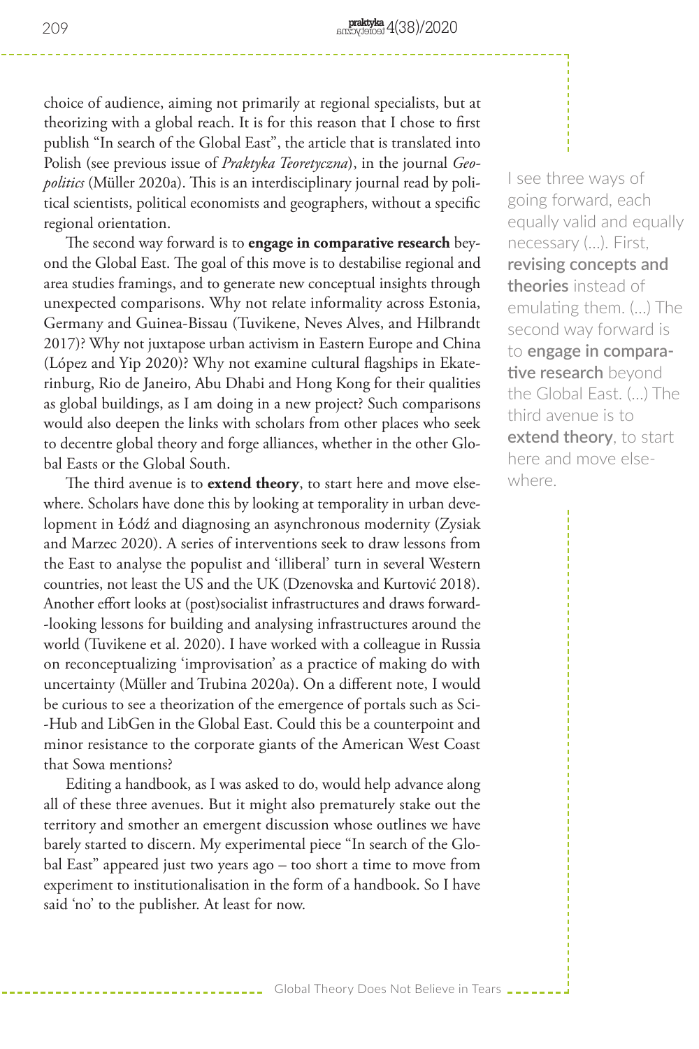choice of audience, aiming not primarily at regional specialists, but at theorizing with a global reach. It is for this reason that I chose to first publish "In search of the Global East", the article that is translated into Polish (see previous issue of *Praktyka Teoretyczna*), in the journal *Geopolitics* (Müller 2020a). This is an interdisciplinary journal read by political scientists, political economists and geographers, without a specific regional orientation.

> I see three ways of going forward, each equally valid and equally necessary (...). First, **revising concepts and theories** instead of emulating them. (...) The second way forward is to **engage in comparative research** beyond the Global East. (...) The third avenue is to **extend theory**, to start here and move elsewhere.

The second way forward is to **engage in comparative research** beyond the Global East. The goal of this move is to destabilise regional and area studies framings, and to generate new conceptual insights through unexpected comparisons. Why not relate informality across Estonia, Germany and Guinea-Bissau (Tuvikene, Neves Alves, and Hilbrandt 2017)? Why not juxtapose urban activism in Eastern Europe and China (López and Yip 2020)? Why not examine cultural flagships in Ekaterinburg, Rio de Janeiro, Abu Dhabi and Hong Kong for their qualities as global buildings, as I am doing in a new project? Such comparisons would also deepen the links with scholars from other places who seek to decentre global theory and forge alliances, whether in the other Global Easts or the Global South.

The third avenue is to **extend theory**, to start here and move elsewhere. Scholars have done this by looking at temporality in urban development in Łódź and diagnosing an asynchronous modernity (Zysiak and Marzec 2020). A series of interventions seek to draw lessons from the East to analyse the populist and 'illiberal' turn in several Western countries, not least the US and the UK (Dzenovska and Kurtović 2018). Another effort looks at (post)socialist infrastructures and draws forward-looking lessons for building and analysing infrastructures around the world (Tuvikene et al. 2020). I have worked with a colleague in Russia on reconceptualizing 'improvisation' as a practice of making do with uncertainty (Müller and Trubina 2020a). On a different note, I would be curious to see a theorization of the emergence of portals such as Sci-Hub and LibGen in the Global East. Could this be a counterpoint and minor resistance to the corporate giants of the American West Coast that Sowa mentions?

Editing a handbook, as I was asked to do, would help advance along all of these three avenues. But it might also prematurely stake out the territory and smother an emergent discussion whose outlines we have barely started to discern. My experimental piece "In search of the Global East" appeared just two years ago – too short a time to move from experiment to institutionalisation in the form of a handbook. So I have said 'no' to the publisher. At least for now.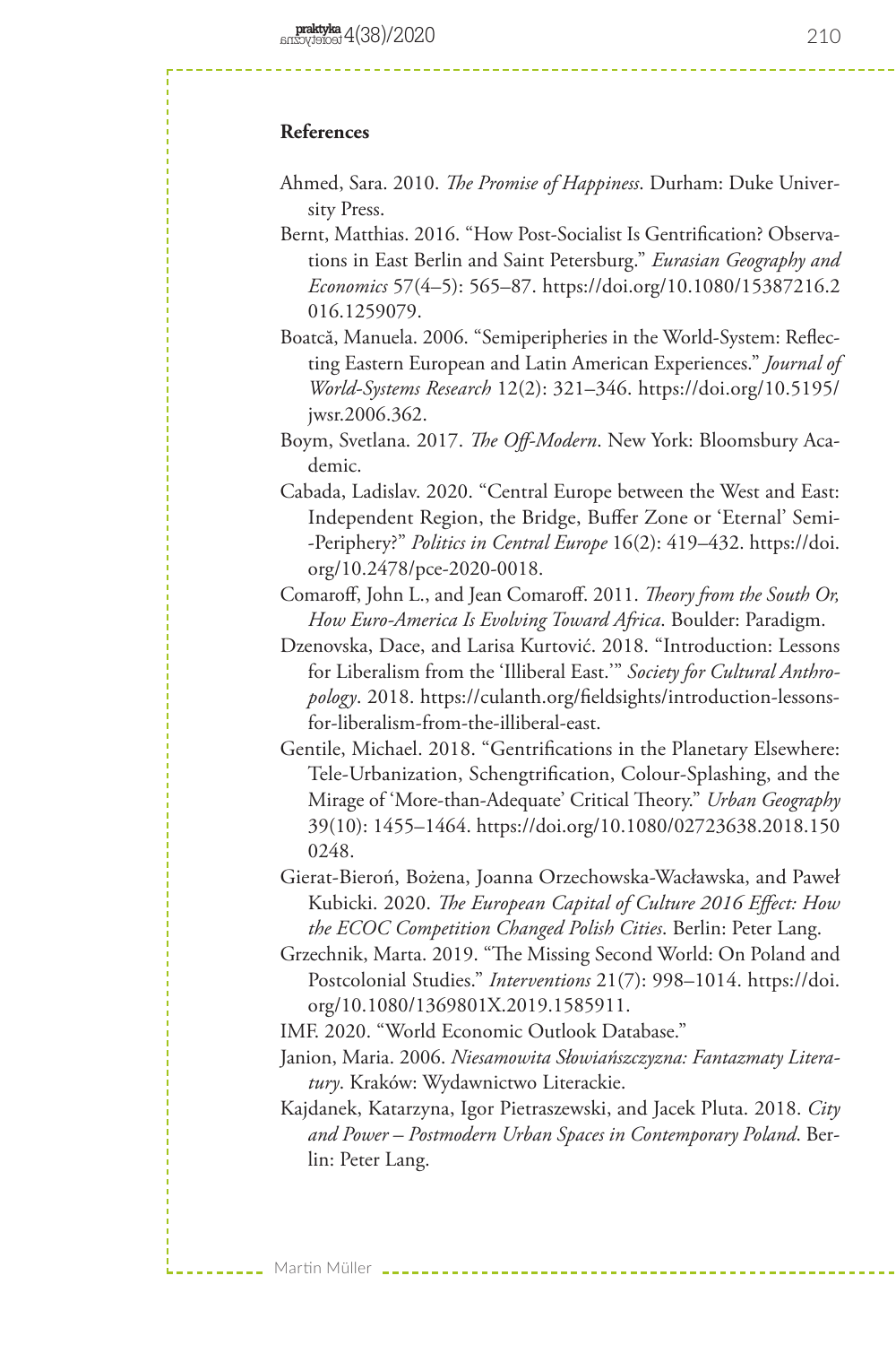## References

Ahmed, Sara. 2010. *The Promise of Happiness*. Durham: Duke University Press.

Bernt, Matthias. 2016. "How Post-Socialist Is Gentrification? Observations in East Berlin and Saint Petersburg." *Eurasian Geography and Economics* 57(4–5): 565–87. https://doi.org/10.1080/15387216.2016.1259079.

Boatcă, Manuela. 2006. "Semiperipheries in the World-System: Reflecting Eastern European and Latin American Experiences." *Journal of World-Systems Research* 12(2): 321–346. https://doi.org/10.5195/jwsr.2006.362.

Boym, Svetlana. 2017. *The Off-Modern*. New York: Bloomsbury Academic.

Cabada, Ladislav. 2020. "Central Europe between the West and East: Independent Region, the Bridge, Buffer Zone or 'Eternal' Semi-Periphery?" *Politics in Central Europe* 16(2): 419–432. https://doi.org/10.2478/pce-2020-0018.

Comaroff, John L., and Jean Comaroff. 2011. *Theory from the South Or, How Euro-America Is Evolving Toward Africa*. Boulder: Paradigm.

Dzenovska, Dace, and Larisa Kurtović. 2018. "Introduction: Lessons for Liberalism from the 'Illiberal East.'" *Society for Cultural Anthropology*. 2018. https://culanth.org/fieldsights/introduction-lessons-for-liberalism-from-the-illiberal-east.

Gentile, Michael. 2018. "Gentrifications in the Planetary Elsewhere: Tele-Urbanization, Schengtrification, Colour-Splashing, and the Mirage of 'More-than-Adequate' Critical Theory." *Urban Geography* 39(10): 1455–1464. https://doi.org/10.1080/02723638.2018.1500248.

Gierat-Bieroń, Bożena, Joanna Orzechowska-Wacławska, and Paweł Kubicki. 2020. *The European Capital of Culture 2016 Effect: How the ECOC Competition Changed Polish Cities*. Berlin: Peter Lang.

Grzechnik, Marta. 2019. "The Missing Second World: On Poland and Postcolonial Studies." *Interventions* 21(7): 998–1014. https://doi.org/10.1080/1369801X.2019.1585911.

IMF. 2020. "World Economic Outlook Database."

Janion, Maria. 2006. *Niesamowita Słowiańszczyzna: Fantazmaty Literatury*. Kraków: Wydawnictwo Literackie.

Kajdanek, Katarzyna, Igor Pietraszewski, and Jacek Pluta. 2018. *City and Power – Postmodern Urban Spaces in Contemporary Poland*. Berlin: Peter Lang.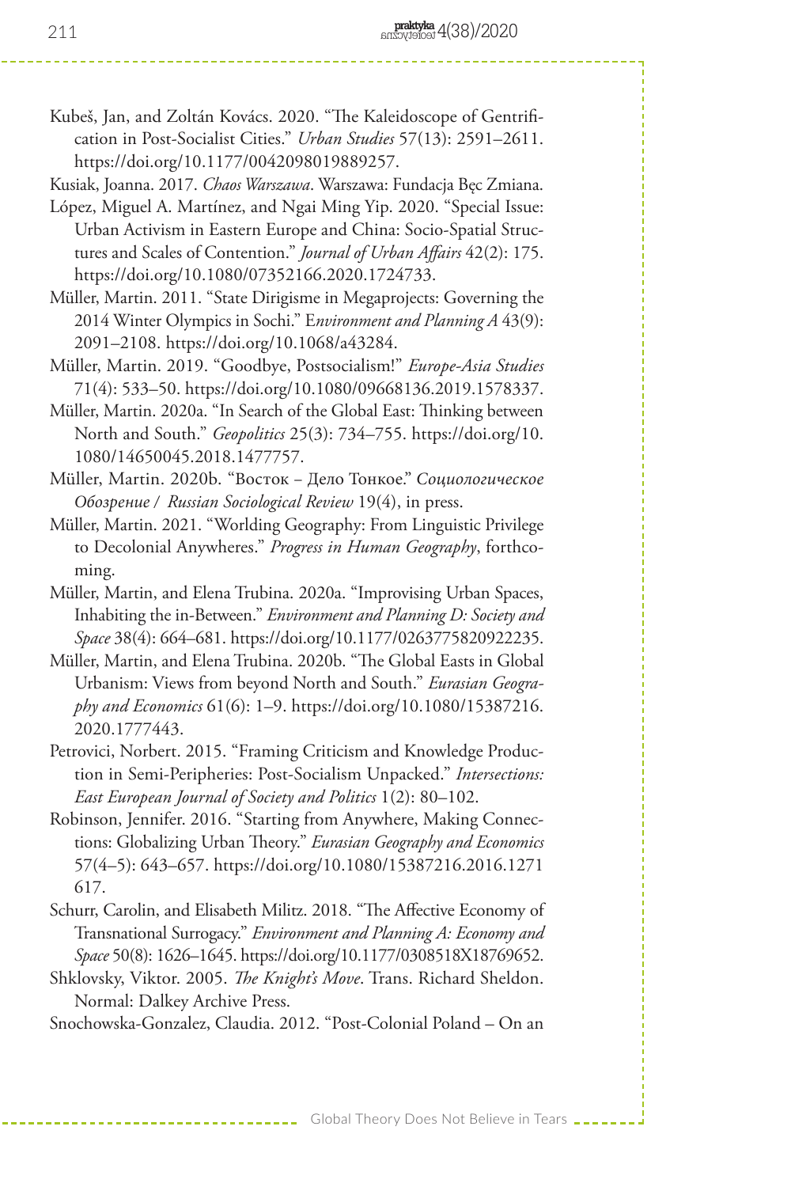Kubeš, Jan, and Zoltán Kovács. 2020. "The Kaleidoscope of Gentrification in Post-Socialist Cities." *Urban Studies* 57(13): 2591–2611. https://doi.org/10.1177/0042098019889257.

Kusiak, Joanna. 2017. *Chaos Warszawa*. Warszawa: Fundacja Bęc Zmiana.

López, Miguel A. Martínez, and Ngai Ming Yip. 2020. "Special Issue: Urban Activism in Eastern Europe and China: Socio-Spatial Structures and Scales of Contention." *Journal of Urban Affairs* 42(2): 175. https://doi.org/10.1080/07352166.2020.1724733.

Müller, Martin. 2011. "State Dirigisme in Megaprojects: Governing the 2014 Winter Olympics in Sochi." E*nvironment and Planning A* 43(9): 2091–2108. https://doi.org/10.1068/a43284.

Müller, Martin. 2019. "Goodbye, Postsocialism!" *Europe-Asia Studies* 71(4): 533–50. https://doi.org/10.1080/09668136.2019.1578337.

Müller, Martin. 2020a. "In Search of the Global East: Thinking between North and South." *Geopolitics* 25(3): 734–755. https://doi.org/10.1080/14650045.2018.1477757.

Müller, Martin. 2020b. "Восток – Дело Тонкое." *Социологическое Обозрение / Russian Sociological Review* 19(4), in press.

Müller, Martin. 2021. "Worlding Geography: From Linguistic Privilege to Decolonial Anywheres." *Progress in Human Geography*, forthcoming.

Müller, Martin, and Elena Trubina. 2020a. "Improvising Urban Spaces, Inhabiting the in-Between." *Environment and Planning D: Society and Space* 38(4): 664–681. https://doi.org/10.1177/0263775820922235.

Müller, Martin, and Elena Trubina. 2020b. "The Global Easts in Global Urbanism: Views from beyond North and South." *Eurasian Geography and Economics* 61(6): 1–9. https://doi.org/10.1080/15387216.2020.1777443.

Petrovici, Norbert. 2015. "Framing Criticism and Knowledge Production in Semi-Peripheries: Post-Socialism Unpacked." *Intersections: East European Journal of Society and Politics* 1(2): 80–102.

Robinson, Jennifer. 2016. "Starting from Anywhere, Making Connections: Globalizing Urban Theory." *Eurasian Geography and Economics* 57(4–5): 643–657. https://doi.org/10.1080/15387216.2016.1271617.

Schurr, Carolin, and Elisabeth Militz. 2018. "The Affective Economy of Transnational Surrogacy." *Environment and Planning A: Economy and Space* 50(8): 1626–1645. https://doi.org/10.1177/0308518X18769652.

Shklovsky, Viktor. 2005. *The Knight's Move*. Trans. Richard Sheldon. Normal: Dalkey Archive Press.

Snochowska-Gonzalez, Claudia. 2012. "Post-Colonial Poland – On an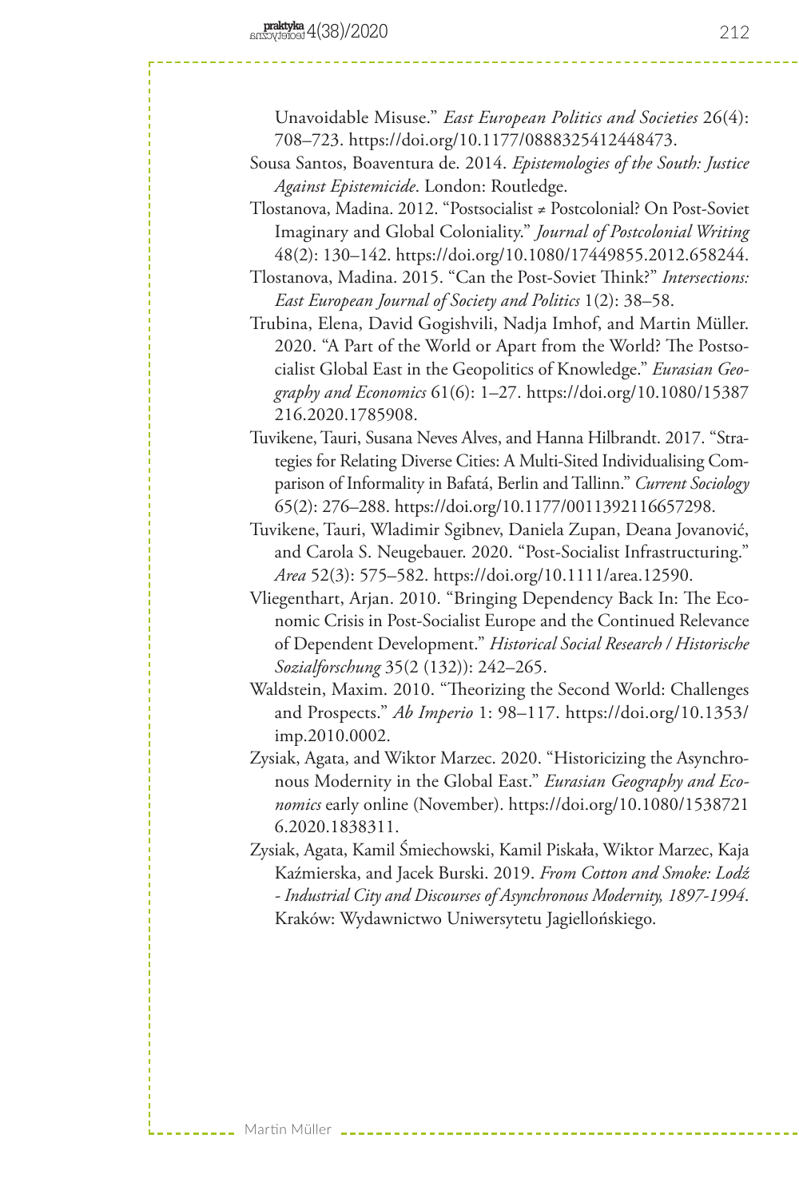Unavoidable Misuse." *East European Politics and Societies* 26(4): 708–723. https://doi.org/10.1177/0888325412448473.

Sousa Santos, Boaventura de. 2014. *Epistemologies of the South: Justice Against Epistemicide*. London: Routledge.

Tlostanova, Madina. 2012. "Postsocialist ≠ Postcolonial? On Post-Soviet Imaginary and Global Coloniality." *Journal of Postcolonial Writing* 48(2): 130–142. https://doi.org/10.1080/17449855.2012.658244.

Tlostanova, Madina. 2015. "Can the Post-Soviet Think?" *Intersections: East European Journal of Society and Politics* 1(2): 38–58.

Trubina, Elena, David Gogishvili, Nadja Imhof, and Martin Müller. 2020. "A Part of the World or Apart from the World? The Postsocialist Global East in the Geopolitics of Knowledge." *Eurasian Geography and Economics* 61(6): 1–27. https://doi.org/10.1080/15387216.2020.1785908.

Tuvikene, Tauri, Susana Neves Alves, and Hanna Hilbrandt. 2017. "Strategies for Relating Diverse Cities: A Multi-Sited Individualising Comparison of Informality in Bafatá, Berlin and Tallinn." *Current Sociology* 65(2): 276–288. https://doi.org/10.1177/0011392116657298.

Tuvikene, Tauri, Wladimir Sgibnev, Daniela Zupan, Deana Jovanović, and Carola S. Neugebauer. 2020. "Post-Socialist Infrastructuring." *Area* 52(3): 575–582. https://doi.org/10.1111/area.12590.

Vliegenthart, Arjan. 2010. "Bringing Dependency Back In: The Economic Crisis in Post-Socialist Europe and the Continued Relevance of Dependent Development." *Historical Social Research / Historische Sozialforschung* 35(2 (132)): 242–265.

Waldstein, Maxim. 2010. "Theorizing the Second World: Challenges and Prospects." *Ab Imperio* 1: 98–117. https://doi.org/10.1353/imp.2010.0002.

Zysiak, Agata, and Wiktor Marzec. 2020. "Historicizing the Asynchronous Modernity in the Global East." *Eurasian Geography and Economics* early online (November). https://doi.org/10.1080/15387216.2020.1838311.

Zysiak, Agata, Kamil Śmiechowski, Kamil Piskała, Wiktor Marzec, Kaja Kaźmierska, and Jacek Burski. 2019. *From Cotton and Smoke: Lodź - Industrial City and Discourses of Asynchronous Modernity, 1897-1994*. Kraków: Wydawnictwo Uniwersytetu Jagiellońskiego.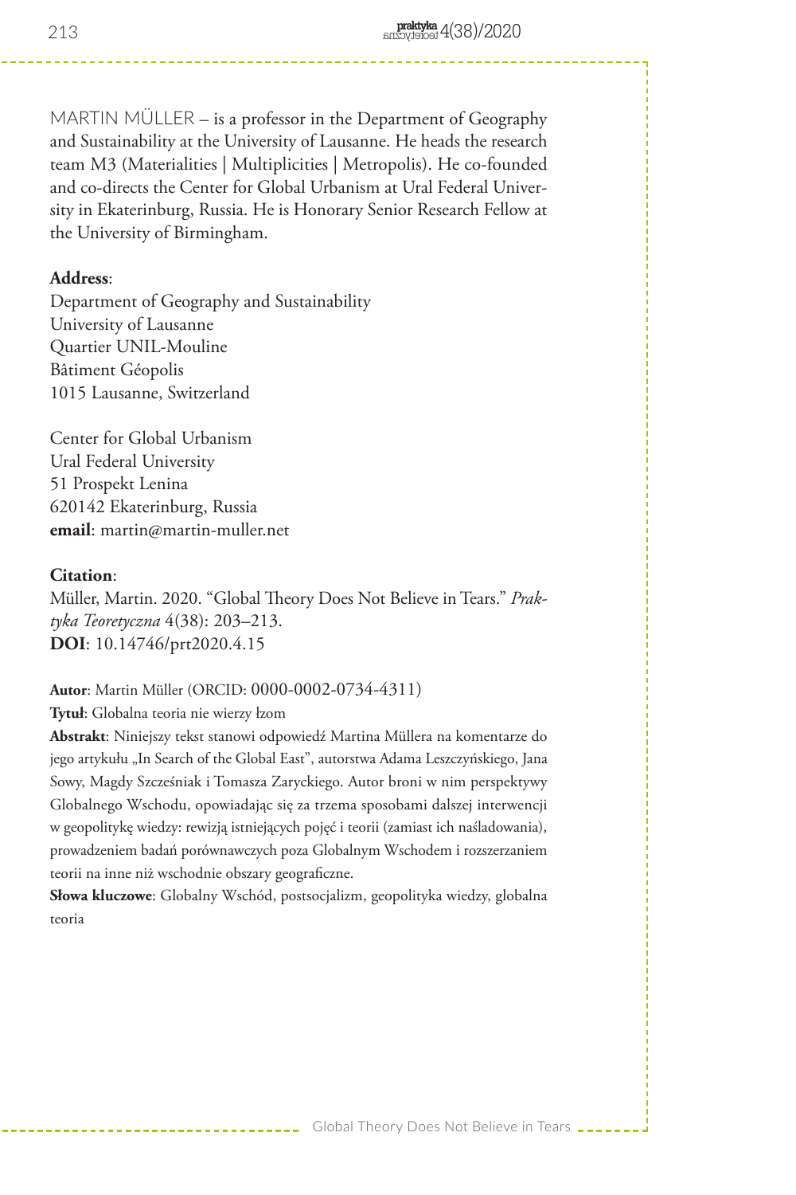MARTIN MÜLLER – is a professor in the Department of Geography and Sustainability at the University of Lausanne. He heads the research team M3 (Materialities | Multiplicities | Metropolis). He co-founded and co-directs the Center for Global Urbanism at Ural Federal University in Ekaterinburg, Russia. He is Honorary Senior Research Fellow at the University of Birmingham.

**Address**:
Department of Geography and Sustainability
University of Lausanne
Quartier UNIL-Mouline
Bâtiment Géopolis
1015 Lausanne, Switzerland

Center for Global Urbanism
Ural Federal University
51 Prospekt Lenina
620142 Ekaterinburg, Russia
**email**: martin@martin-muller.net

**Citation**:
Müller, Martin. 2020. "Global Theory Does Not Believe in Tears." *Praktyka Teoretyczna* 4(38): 203–213.
**DOI**: 10.14746/prt2020.4.15

**Autor**: Martin Müller (ORCID: 0000-0002-0734-4311)
**Tytuł**: Globalna teoria nie wierzy łzom
**Abstrakt**: Niniejszy tekst stanowi odpowiedź Martina Müllera na komentarze do jego artykułu „In Search of the Global East", autorstwa Adama Leszczyńskiego, Jana Sowy, Magdy Szcześniak i Tomasza Zaryckiego. Autor broni w nim perspektywy Globalnego Wschodu, opowiadając się za trzema sposobami dalszej interwencji w geopolitykę wiedzy: rewizją istniejących pojęć i teorii (zamiast ich naśladowania), prowadzeniem badań porównawczych poza Globalnym Wschodem i rozszerzaniem teorii na inne niż wschodnie obszary geograficzne.
**Słowa kluczowe**: Globalny Wschód, postsocjalizm, geopolityka wiedzy, globalna teoria